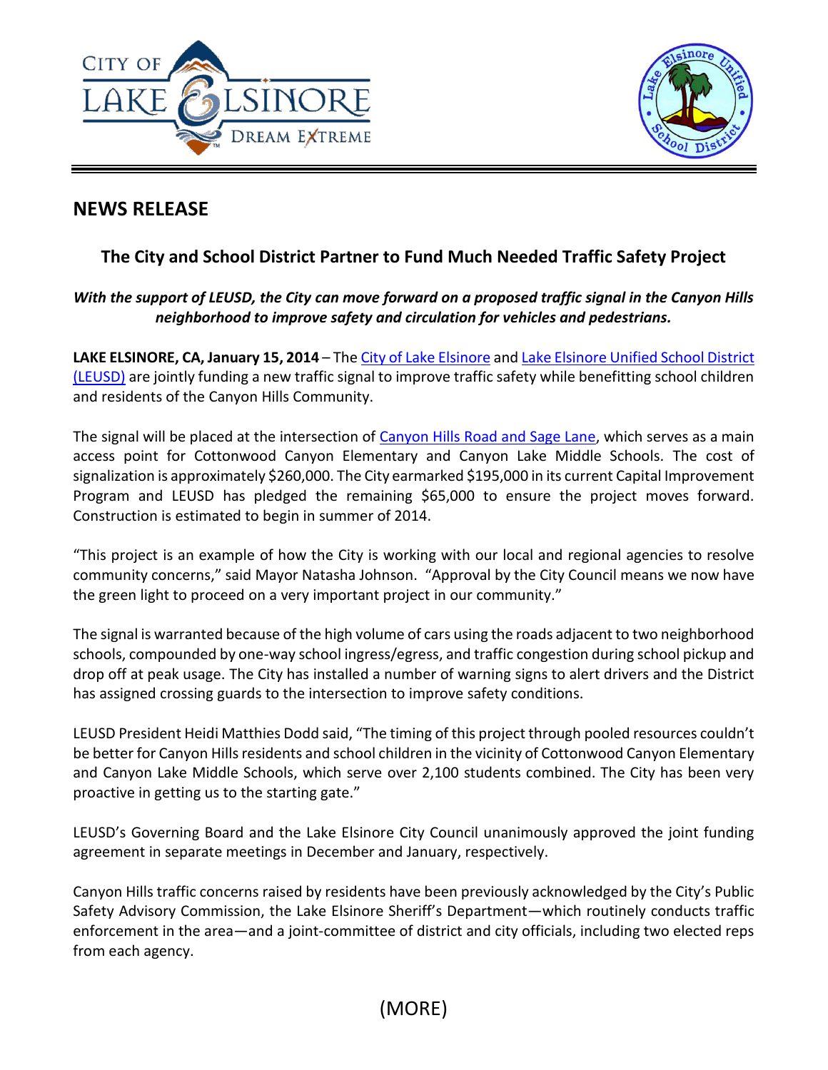## NEWS RELEASE

### The City and School District Partner to Fund Much Needed Traffic Safety Project

***With the support of LEUSD, the City can move forward on a proposed traffic signal in the Canyon Hills neighborhood to improve safety and circulation for vehicles and pedestrians.***

**LAKE ELSINORE, CA, January 15, 2014** – The City of Lake Elsinore and Lake Elsinore Unified School District (LEUSD) are jointly funding a new traffic signal to improve traffic safety while benefitting school children and residents of the Canyon Hills Community.

The signal will be placed at the intersection of Canyon Hills Road and Sage Lane, which serves as a main access point for Cottonwood Canyon Elementary and Canyon Lake Middle Schools. The cost of signalization is approximately $260,000. The City earmarked $195,000 in its current Capital Improvement Program and LEUSD has pledged the remaining $65,000 to ensure the project moves forward. Construction is estimated to begin in summer of 2014.

"This project is an example of how the City is working with our local and regional agencies to resolve community concerns," said Mayor Natasha Johnson. "Approval by the City Council means we now have the green light to proceed on a very important project in our community."

The signal is warranted because of the high volume of cars using the roads adjacent to two neighborhood schools, compounded by one-way school ingress/egress, and traffic congestion during school pickup and drop off at peak usage. The City has installed a number of warning signs to alert drivers and the District has assigned crossing guards to the intersection to improve safety conditions.

LEUSD President Heidi Matthies Dodd said, "The timing of this project through pooled resources couldn't be better for Canyon Hills residents and school children in the vicinity of Cottonwood Canyon Elementary and Canyon Lake Middle Schools, which serve over 2,100 students combined. The City has been very proactive in getting us to the starting gate."

LEUSD's Governing Board and the Lake Elsinore City Council unanimously approved the joint funding agreement in separate meetings in December and January, respectively.

Canyon Hills traffic concerns raised by residents have been previously acknowledged by the City's Public Safety Advisory Commission, the Lake Elsinore Sheriff's Department—which routinely conducts traffic enforcement in the area—and a joint-committee of district and city officials, including two elected reps from each agency.

(MORE)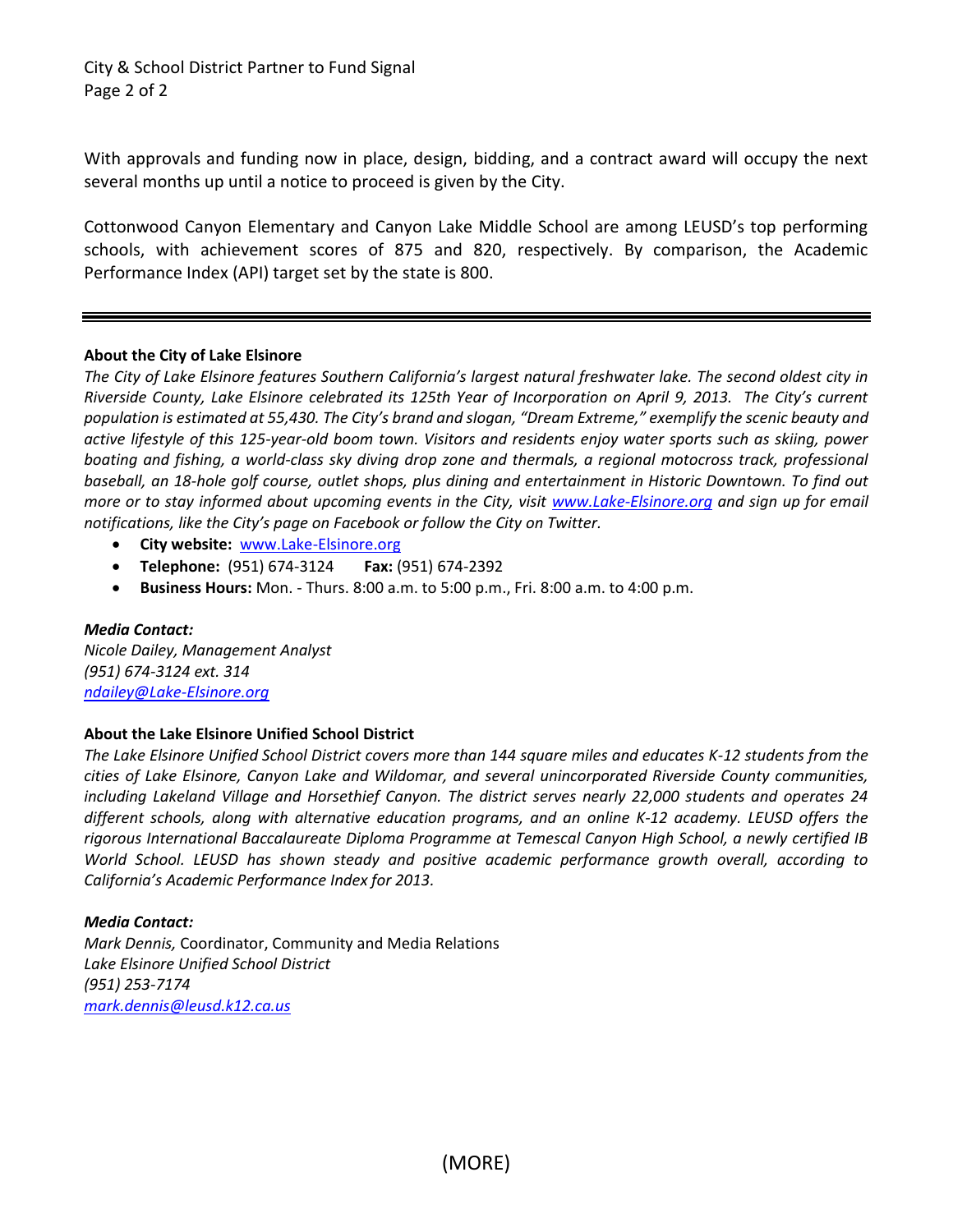With approvals and funding now in place, design, bidding, and a contract award will occupy the next several months up until a notice to proceed is given by the City.

Cottonwood Canyon Elementary and Canyon Lake Middle School are among LEUSD's top performing schools, with achievement scores of 875 and 820, respectively. By comparison, the Academic Performance Index (API) target set by the state is 800.

---

**About the City of Lake Elsinore**

*The City of Lake Elsinore features Southern California's largest natural freshwater lake. The second oldest city in Riverside County, Lake Elsinore celebrated its 125th Year of Incorporation on April 9, 2013. The City's current population is estimated at 55,430. The City's brand and slogan, "Dream Extreme," exemplify the scenic beauty and active lifestyle of this 125-year-old boom town. Visitors and residents enjoy water sports such as skiing, power boating and fishing, a world-class sky diving drop zone and thermals, a regional motocross track, professional baseball, an 18-hole golf course, outlet shops, plus dining and entertainment in Historic Downtown. To find out more or to stay informed about upcoming events in the City, visit www.Lake-Elsinore.org and sign up for email notifications, like the City's page on Facebook or follow the City on Twitter.*

- **City website:** www.Lake-Elsinore.org
- **Telephone:** (951) 674-3124 **Fax:** (951) 674-2392
- **Business Hours:** Mon. - Thurs. 8:00 a.m. to 5:00 p.m., Fri. 8:00 a.m. to 4:00 p.m.

***Media Contact:***
*Nicole Dailey, Management Analyst*
*(951) 674-3124 ext. 314*
*ndailey@Lake-Elsinore.org*

**About the Lake Elsinore Unified School District**

*The Lake Elsinore Unified School District covers more than 144 square miles and educates K-12 students from the cities of Lake Elsinore, Canyon Lake and Wildomar, and several unincorporated Riverside County communities, including Lakeland Village and Horsethief Canyon. The district serves nearly 22,000 students and operates 24 different schools, along with alternative education programs, and an online K-12 academy. LEUSD offers the rigorous International Baccalaureate Diploma Programme at Temescal Canyon High School, a newly certified IB World School. LEUSD has shown steady and positive academic performance growth overall, according to California's Academic Performance Index for 2013.*

***Media Contact:***
*Mark Dennis,* Coordinator, Community and Media Relations
*Lake Elsinore Unified School District*
*(951) 253-7174*
*mark.dennis@leusd.k12.ca.us*

(MORE)